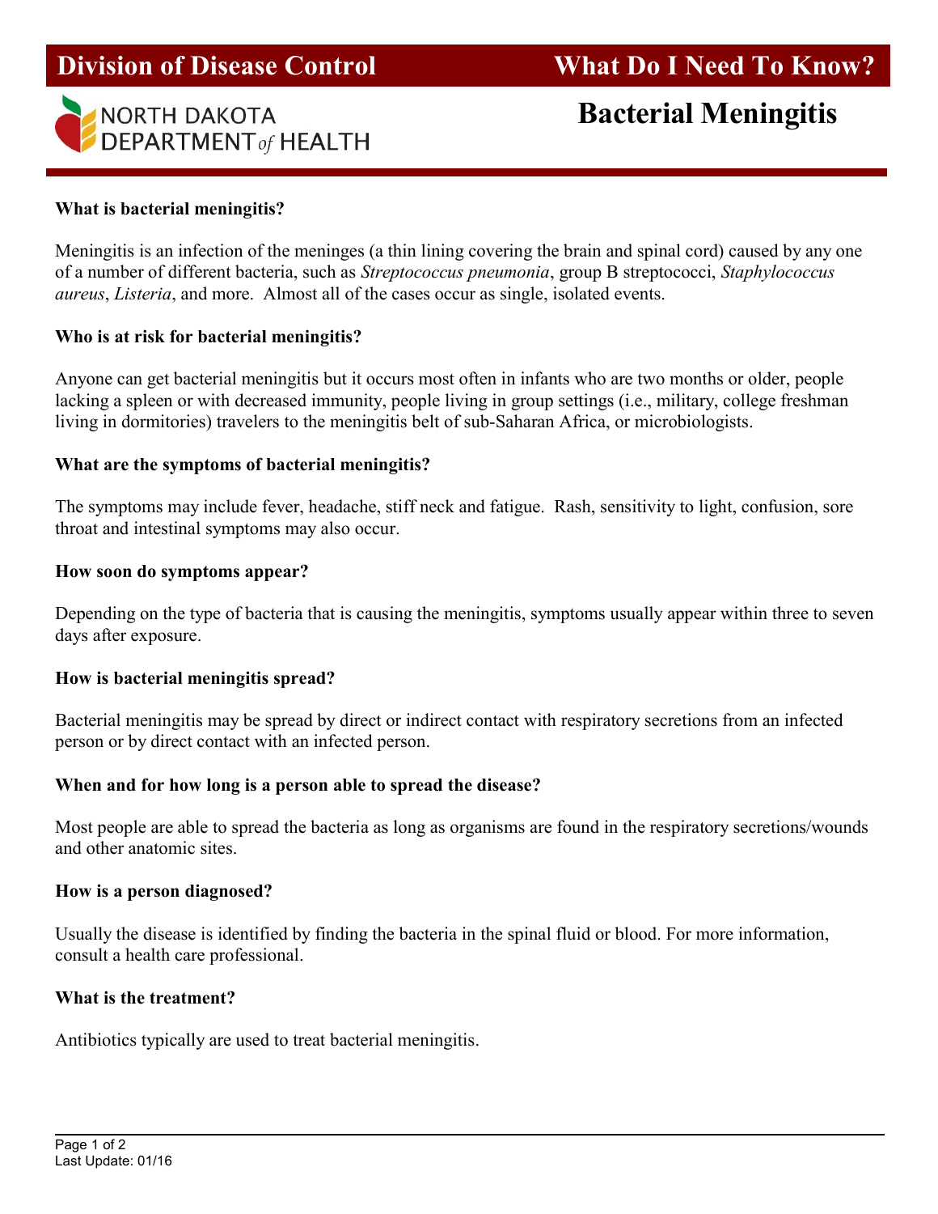# Division of Disease Control — What Do I Need To Know?

NORTH DAKOTA DEPARTMENT *of* HEALTH

## Bacterial Meningitis

**What is bacterial meningitis?**

Meningitis is an infection of the meninges (a thin lining covering the brain and spinal cord) caused by any one of a number of different bacteria, such as *Streptococcus pneumonia*, group B streptococci, *Staphylococcus aureus*, *Listeria*, and more. Almost all of the cases occur as single, isolated events.

**Who is at risk for bacterial meningitis?**

Anyone can get bacterial meningitis but it occurs most often in infants who are two months or older, people lacking a spleen or with decreased immunity, people living in group settings (i.e., military, college freshman living in dormitories) travelers to the meningitis belt of sub-Saharan Africa, or microbiologists.

**What are the symptoms of bacterial meningitis?**

The symptoms may include fever, headache, stiff neck and fatigue. Rash, sensitivity to light, confusion, sore throat and intestinal symptoms may also occur.

**How soon do symptoms appear?**

Depending on the type of bacteria that is causing the meningitis, symptoms usually appear within three to seven days after exposure.

**How is bacterial meningitis spread?**

Bacterial meningitis may be spread by direct or indirect contact with respiratory secretions from an infected person or by direct contact with an infected person.

**When and for how long is a person able to spread the disease?**

Most people are able to spread the bacteria as long as organisms are found in the respiratory secretions/wounds and other anatomic sites.

**How is a person diagnosed?**

Usually the disease is identified by finding the bacteria in the spinal fluid or blood. For more information, consult a health care professional.

**What is the treatment?**

Antibiotics typically are used to treat bacterial meningitis.

Last Update: 01/16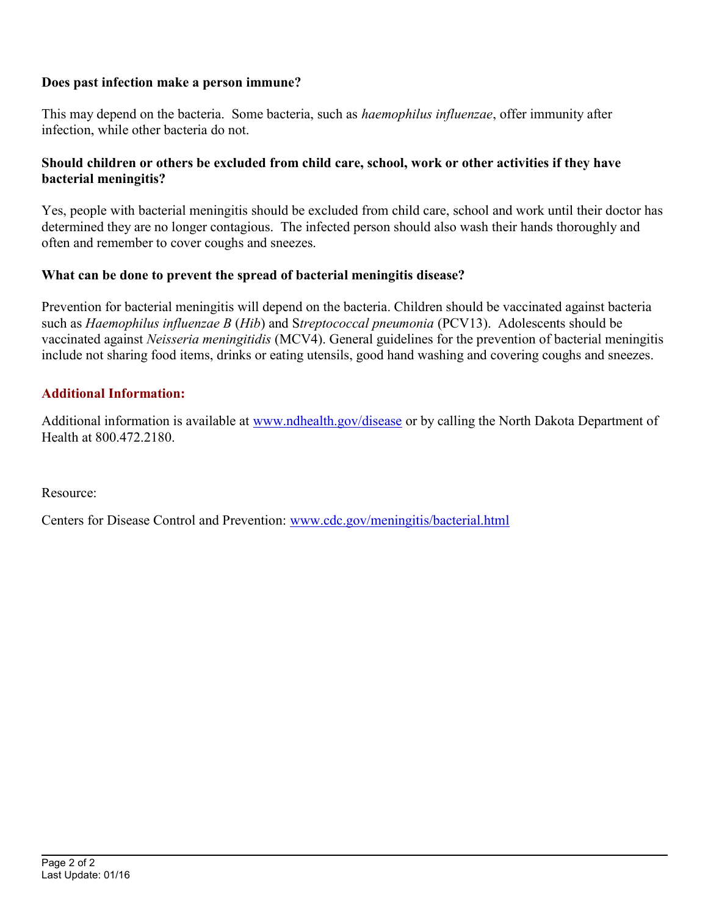**Does past infection make a person immune?**

This may depend on the bacteria. Some bacteria, such as *haemophilus influenzae*, offer immunity after infection, while other bacteria do not.

**Should children or others be excluded from child care, school, work or other activities if they have bacterial meningitis?**

Yes, people with bacterial meningitis should be excluded from child care, school and work until their doctor has determined they are no longer contagious. The infected person should also wash their hands thoroughly and often and remember to cover coughs and sneezes.

**What can be done to prevent the spread of bacterial meningitis disease?**

Prevention for bacterial meningitis will depend on the bacteria. Children should be vaccinated against bacteria such as *Haemophilus influenzae B* (*Hib*) and S*treptococcal pneumonia* (PCV13). Adolescents should be vaccinated against *Neisseria meningitidis* (MCV4). General guidelines for the prevention of bacterial meningitis include not sharing food items, drinks or eating utensils, good hand washing and covering coughs and sneezes.

## Additional Information:

Additional information is available at [www.ndhealth.gov/disease](www.ndhealth.gov/disease) or by calling the North Dakota Department of Health at 800.472.2180.

Resource:

Centers for Disease Control and Prevention: [www.cdc.gov/meningitis/bacterial.html](www.cdc.gov/meningitis/bacterial.html)

Last Update: 01/16